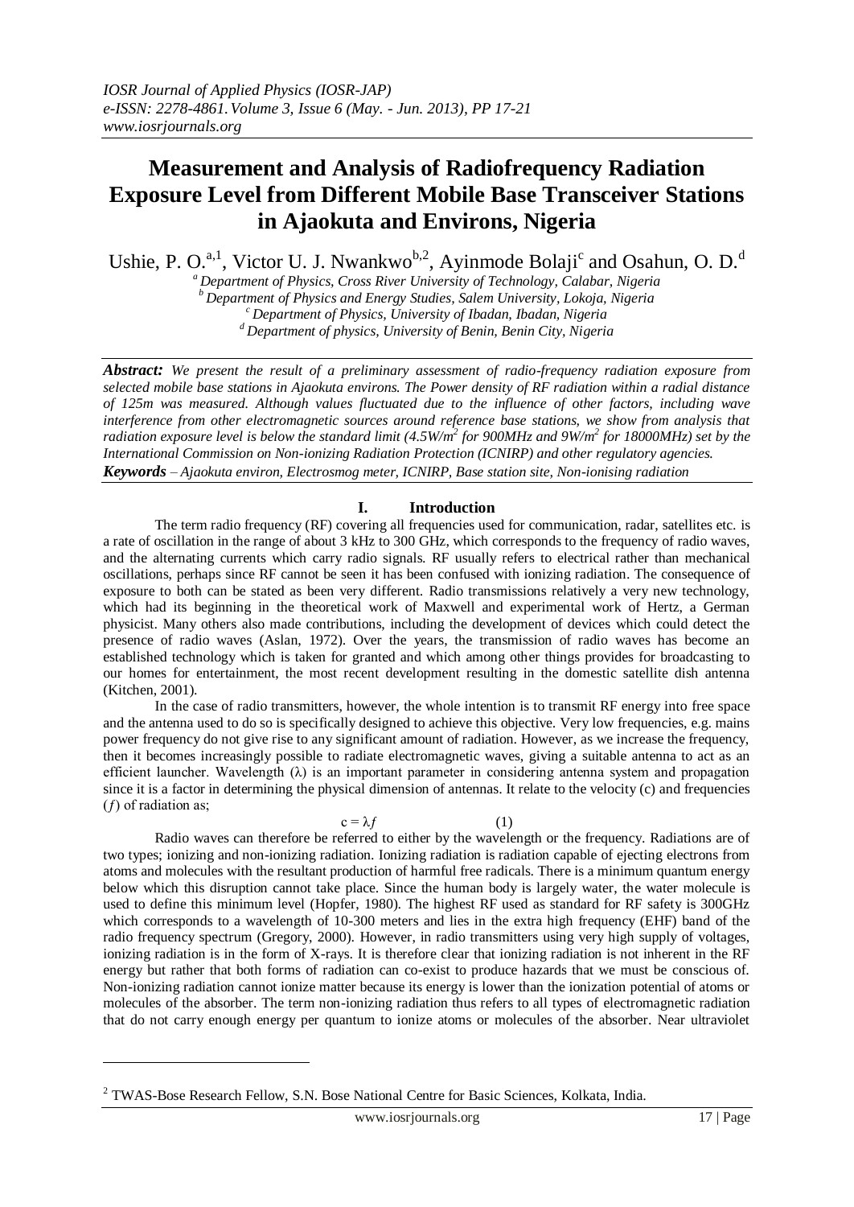# Measurement and Analysis of Radiofrequency Radiation Exposure Level from Different Mobile Base Transceiver Stations in Ajaokuta and Environs, Nigeria

Ushie, P. O.[a,1], Victor U. J. Nwankwo[b,2], Ayinmode Bolaji[c] and Osahun, O. D.[d]

[a] *Department of Physics, Cross River University of Technology, Calabar, Nigeria*
[b] *Department of Physics and Energy Studies, Salem University, Lokoja, Nigeria*
[c] *Department of Physics, University of Ibadan, Ibadan, Nigeria*
[d] *Department of physics, University of Benin, Benin City, Nigeria*

***Abstract:*** *We present the result of a preliminary assessment of radio-frequency radiation exposure from selected mobile base stations in Ajaokuta environs. The Power density of RF radiation within a radial distance of 125m was measured. Although values fluctuated due to the influence of other factors, including wave interference from other electromagnetic sources around reference base stations, we show from analysis that radiation exposure level is below the standard limit (4.5W/m² for 900MHz and 9W/m² for 18000MHz) set by the International Commission on Non-ionizing Radiation Protection (ICNIRP) and other regulatory agencies.*

***Keywords*** *– Ajaokuta environ, Electrosmog meter, ICNIRP, Base station site, Non-ionising radiation*

## I. Introduction

The term radio frequency (RF) covering all frequencies used for communication, radar, satellites etc. is a rate of oscillation in the range of about 3 kHz to 300 GHz, which corresponds to the frequency of radio waves, and the alternating currents which carry radio signals. RF usually refers to electrical rather than mechanical oscillations, perhaps since RF cannot be seen it has been confused with ionizing radiation. The consequence of exposure to both can be stated as been very different. Radio transmissions relatively a very new technology, which had its beginning in the theoretical work of Maxwell and experimental work of Hertz, a German physicist. Many others also made contributions, including the development of devices which could detect the presence of radio waves (Aslan, 1972). Over the years, the transmission of radio waves has become an established technology which is taken for granted and which among other things provides for broadcasting to our homes for entertainment, the most recent development resulting in the domestic satellite dish antenna (Kitchen, 2001).

In the case of radio transmitters, however, the whole intention is to transmit RF energy into free space and the antenna used to do so is specifically designed to achieve this objective. Very low frequencies, e.g. mains power frequency do not give rise to any significant amount of radiation. However, as we increase the frequency, then it becomes increasingly possible to radiate electromagnetic waves, giving a suitable antenna to act as an efficient launcher. Wavelength ($\lambda$) is an important parameter in considering antenna system and propagation since it is a factor in determining the physical dimension of antennas. It relate to the velocity (c) and frequencies ($f$) of radiation as;

$$c = \lambda f \qquad (1)$$

Radio waves can therefore be referred to either by the wavelength or the frequency. Radiations are of two types; ionizing and non-ionizing radiation. Ionizing radiation is radiation capable of ejecting electrons from atoms and molecules with the resultant production of harmful free radicals. There is a minimum quantum energy below which this disruption cannot take place. Since the human body is largely water, the water molecule is used to define this minimum level (Hopfer, 1980). The highest RF used as standard for RF safety is 300GHz which corresponds to a wavelength of 10-300 meters and lies in the extra high frequency (EHF) band of the radio frequency spectrum (Gregory, 2000). However, in radio transmitters using very high supply of voltages, ionizing radiation is in the form of X-rays. It is therefore clear that ionizing radiation is not inherent in the RF energy but rather that both forms of radiation can co-exist to produce hazards that we must be conscious of. Non-ionizing radiation cannot ionize matter because its energy is lower than the ionization potential of atoms or molecules of the absorber. The term non-ionizing radiation thus refers to all types of electromagnetic radiation that do not carry enough energy per quantum to ionize atoms or molecules of the absorber. Near ultraviolet

---

[2] TWAS-Bose Research Fellow, S.N. Bose National Centre for Basic Sciences, Kolkata, India.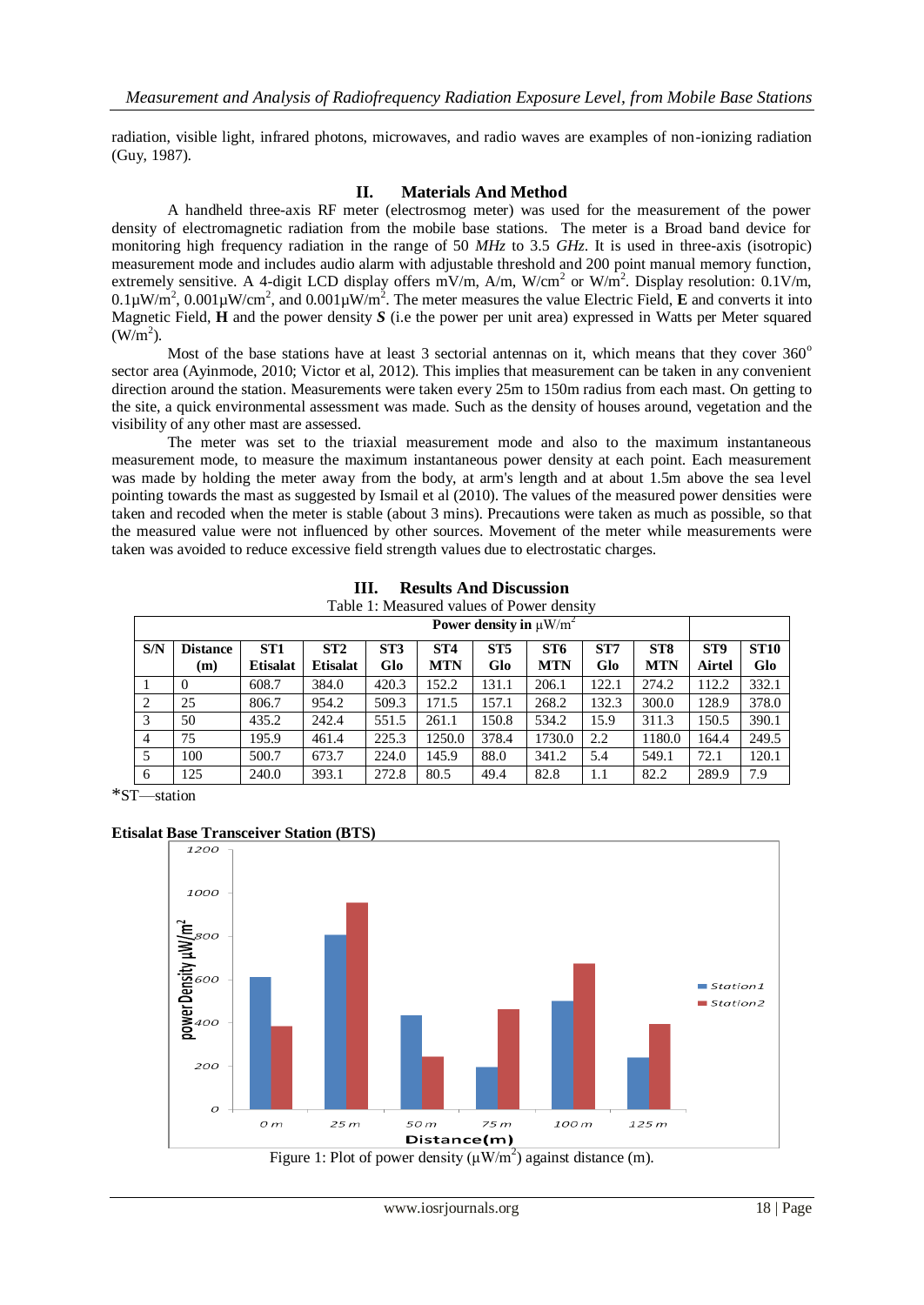radiation, visible light, infrared photons, microwaves, and radio waves are examples of non-ionizing radiation (Guy, 1987).

## II. Materials And Method

A handheld three-axis RF meter (electrosmog meter) was used for the measurement of the power density of electromagnetic radiation from the mobile base stations. The meter is a Broad band device for monitoring high frequency radiation in the range of 50 *MHz* to 3.5 *GHz*. It is used in three-axis (isotropic) measurement mode and includes audio alarm with adjustable threshold and 200 point manual memory function, extremely sensitive. A 4-digit LCD display offers mV/m, A/m, W/cm$^2$ or W/m$^2$. Display resolution: 0.1V/m, 0.1μW/m$^2$, 0.001μW/cm$^2$, and 0.001μW/m$^2$. The meter measures the value Electric Field, **E** and converts it into Magnetic Field, **H** and the power density ***S*** (i.e the power per unit area) expressed in Watts per Meter squared (W/m$^2$).

Most of the base stations have at least 3 sectorial antennas on it, which means that they cover 360$^o$ sector area (Ayinmode, 2010; Victor et al, 2012). This implies that measurement can be taken in any convenient direction around the station. Measurements were taken every 25m to 150m radius from each mast. On getting to the site, a quick environmental assessment was made. Such as the density of houses around, vegetation and the visibility of any other mast are assessed.

The meter was set to the triaxial measurement mode and also to the maximum instantaneous measurement mode, to measure the maximum instantaneous power density at each point. Each measurement was made by holding the meter away from the body, at arm's length and at about 1.5m above the sea level pointing towards the mast as suggested by Ismail et al (2010). The values of the measured power densities were taken and recoded when the meter is stable (about 3 mins). Precautions were taken as much as possible, so that the measured value were not influenced by other sources. Movement of the meter while measurements were taken was avoided to reduce excessive field strength values due to electrostatic charges.

## III. Results And Discussion

Table 1: Measured values of Power density

| | | Power density in μW/m$^2$ | | | | | | | | | |
|---|---|---|---|---|---|---|---|---|---|---|---|
| **S/N** | **Distance (m)** | **ST1 Etisalat** | **ST2 Etisalat** | **ST3 Glo** | **ST4 MTN** | **ST5 Glo** | **ST6 MTN** | **ST7 Glo** | **ST8 MTN** | **ST9 Airtel** | **ST10 Glo** |
| 1 | 0 | 608.7 | 384.0 | 420.3 | 152.2 | 131.1 | 206.1 | 122.1 | 274.2 | 112.2 | 332.1 |
| 2 | 25 | 806.7 | 954.2 | 509.3 | 171.5 | 157.1 | 268.2 | 132.3 | 300.0 | 128.9 | 378.0 |
| 3 | 50 | 435.2 | 242.4 | 551.5 | 261.1 | 150.8 | 534.2 | 15.9 | 311.3 | 150.5 | 390.1 |
| 4 | 75 | 195.9 | 461.4 | 225.3 | 1250.0 | 378.4 | 1730.0 | 2.2 | 1180.0 | 164.4 | 249.5 |
| 5 | 100 | 500.7 | 673.7 | 224.0 | 145.9 | 88.0 | 341.2 | 5.4 | 549.1 | 72.1 | 120.1 |
| 6 | 125 | 240.0 | 393.1 | 272.8 | 80.5 | 49.4 | 82.8 | 1.1 | 82.2 | 289.9 | 7.9 |

*ST—station

**Etisalat Base Transceiver Station (BTS)**

Figure 1: Plot of power density (μW/m$^2$) against distance (m).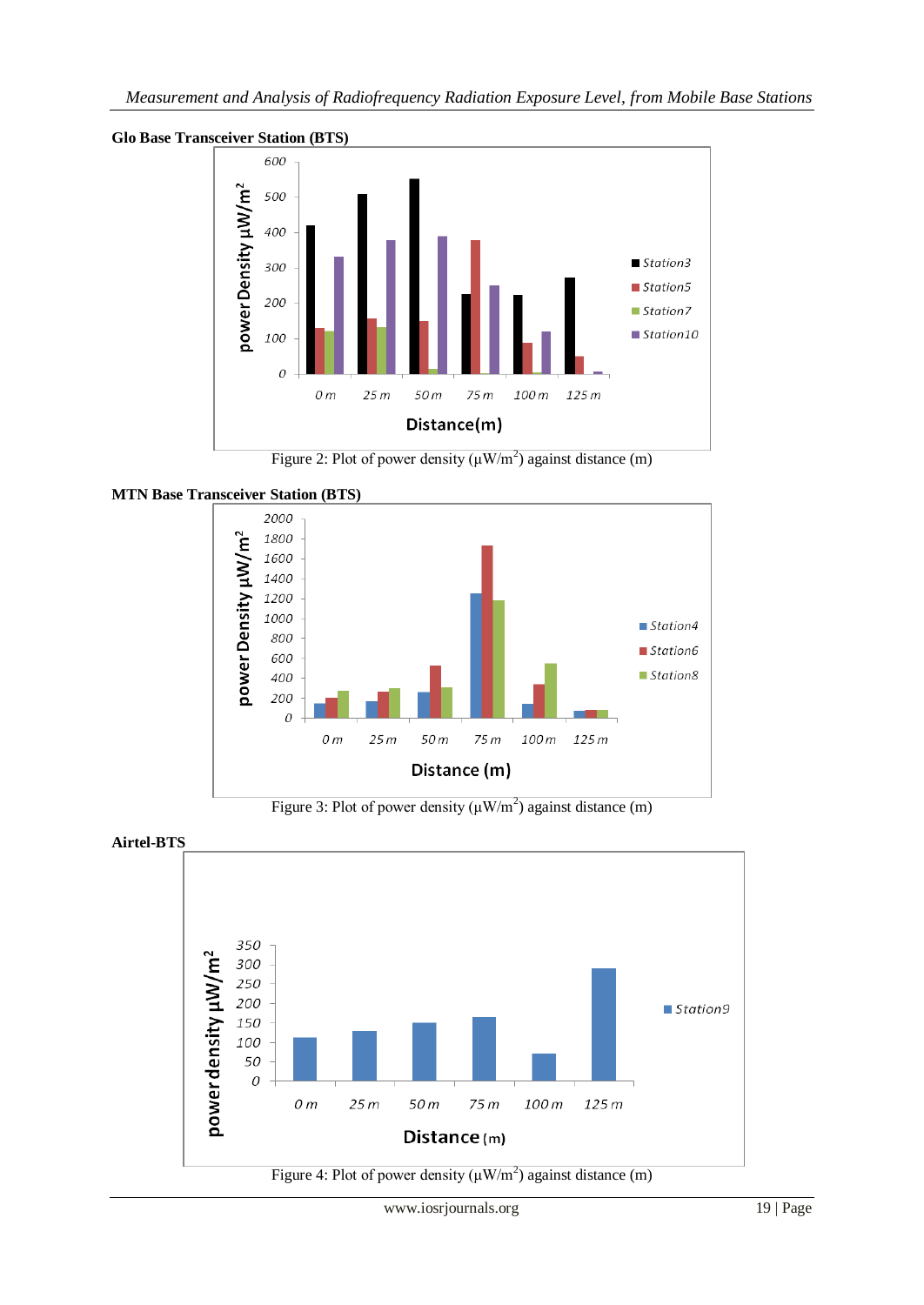**Glo Base Transceiver Station (BTS)**

Figure 2: Plot of power density ($\mu W/m^2$) against distance (m)

**MTN Base Transceiver Station (BTS)**

Figure 3: Plot of power density ($\mu W/m^2$) against distance (m)

**Airtel-BTS**

Figure 4: Plot of power density ($\mu W/m^2$) against distance (m)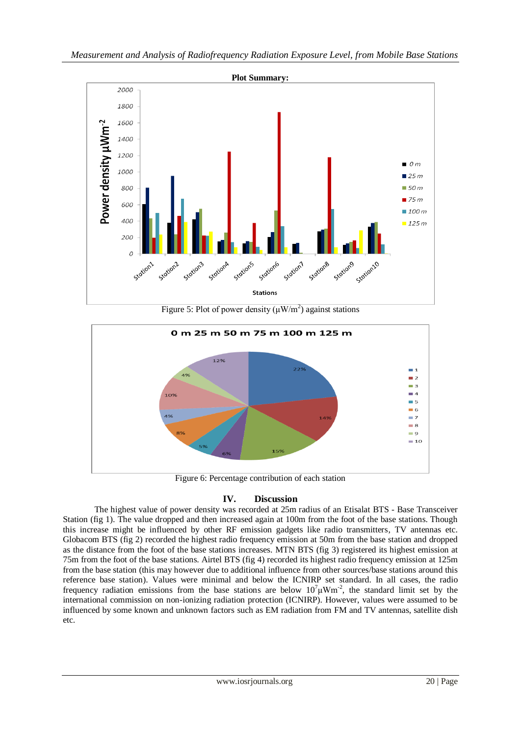**Plot Summary:**

Figure 5: Plot of power density ($\mu W/m^2$) against stations

Figure 6: Percentage contribution of each station

## IV. Discussion

The highest value of power density was recorded at 25m radius of an Etisalat BTS - Base Transceiver Station (fig 1). The value dropped and then increased again at 100m from the foot of the base stations. Though this increase might be influenced by other RF emission gadgets like radio transmitters, TV antennas etc. Globacom BTS (fig 2) recorded the highest radio frequency emission at 50m from the base station and dropped as the distance from the foot of the base stations increases. MTN BTS (fig 3) registered its highest emission at 75m from the foot of the base stations. Airtel BTS (fig 4) recorded its highest radio frequency emission at 125m from the base station (this may however due to additional influence from other sources/base stations around this reference base station). Values were minimal and below the ICNIRP set standard. In all cases, the radio frequency radiation emissions from the base stations are below $10^7 \mu Wm^{-2}$, the standard limit set by the international commission on non-ionizing radiation protection (ICNIRP). However, values were assumed to be influenced by some known and unknown factors such as EM radiation from FM and TV antennas, satellite dish etc.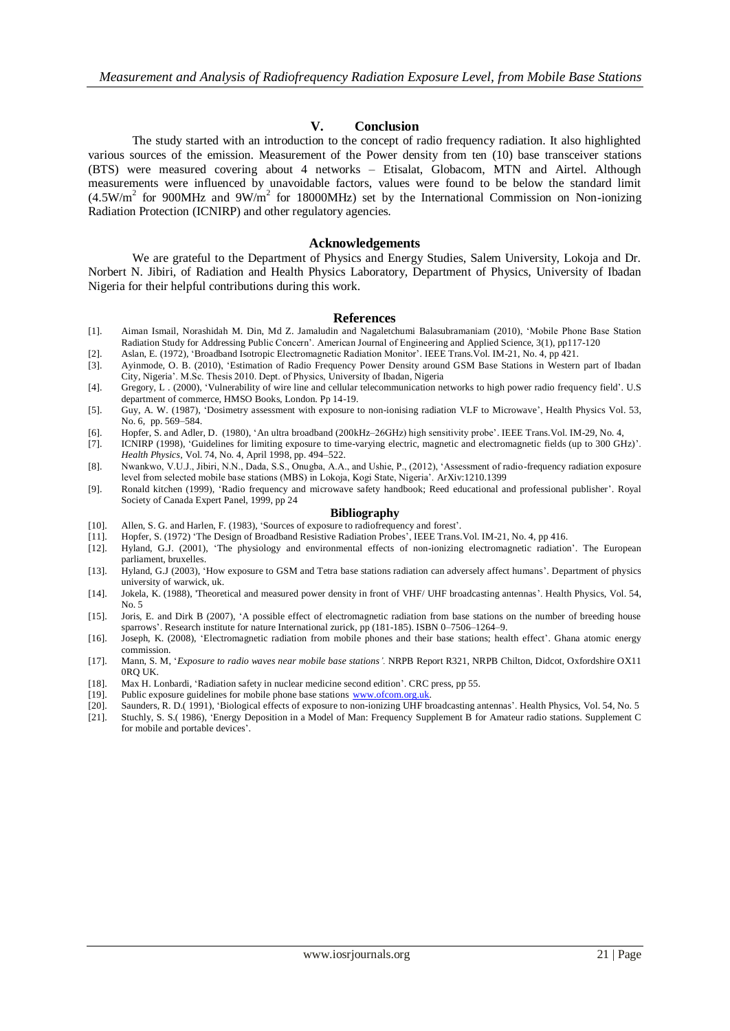## V. Conclusion

The study started with an introduction to the concept of radio frequency radiation. It also highlighted various sources of the emission. Measurement of the Power density from ten (10) base transceiver stations (BTS) were measured covering about 4 networks – Etisalat, Globacom, MTN and Airtel. Although measurements were influenced by unavoidable factors, values were found to be below the standard limit ($4.5W/m^2$ for 900MHz and $9W/m^2$ for 18000MHz) set by the International Commission on Non-ionizing Radiation Protection (ICNIRP) and other regulatory agencies.

## Acknowledgements

We are grateful to the Department of Physics and Energy Studies, Salem University, Lokoja and Dr. Norbert N. Jibiri, of Radiation and Health Physics Laboratory, Department of Physics, University of Ibadan Nigeria for their helpful contributions during this work.

## References

[1]. Aiman Ismail, Norashidah M. Din, Md Z. Jamaludin and Nagaletchumi Balasubramaniam (2010), 'Mobile Phone Base Station Radiation Study for Addressing Public Concern'. American Journal of Engineering and Applied Science, 3(1), pp117-120

[2]. Aslan, E. (1972), 'Broadband Isotropic Electromagnetic Radiation Monitor'. IEEE Trans.Vol. IM-21, No. 4, pp 421.

[3]. Ayinmode, O. B. (2010), 'Estimation of Radio Frequency Power Density around GSM Base Stations in Western part of Ibadan City, Nigeria'. M.Sc. Thesis 2010. Dept. of Physics, University of Ibadan, Nigeria

[4]. Gregory, L . (2000), 'Vulnerability of wire line and cellular telecommunication networks to high power radio frequency field'. U.S department of commerce, HMSO Books, London. Pp 14-19.

[5]. Guy, A. W. (1987), 'Dosimetry assessment with exposure to non-ionising radiation VLF to Microwave', Health Physics Vol. 53, No. 6, pp. 569–584.

[6]. Hopfer, S. and Adler, D. (1980), 'An ultra broadband (200kHz–26GHz) high sensitivity probe'. IEEE Trans.Vol. IM-29, No. 4,

[7]. ICNIRP (1998), 'Guidelines for limiting exposure to time-varying electric, magnetic and electromagnetic fields (up to 300 GHz)'. *Health Physics*, Vol. 74, No. 4, April 1998, pp. 494–522.

[8]. Nwankwo, V.U.J., Jibiri, N.N., Dada, S.S., Onugba, A.A., and Ushie, P., (2012), 'Assessment of radio-frequency radiation exposure level from selected mobile base stations (MBS) in Lokoja, Kogi State, Nigeria'. ArXiv:1210.1399

[9]. Ronald kitchen (1999), 'Radio frequency and microwave safety handbook; Reed educational and professional publisher'. Royal Society of Canada Expert Panel, 1999, pp 24

### Bibliography

[10]. Allen, S. G. and Harlen, F. (1983), 'Sources of exposure to radiofrequency and forest'.

[11]. Hopfer, S. (1972) 'The Design of Broadband Resistive Radiation Probes', IEEE Trans.Vol. IM-21, No. 4, pp 416.

[12]. Hyland, G.J. (2001), 'The physiology and environmental effects of non-ionizing electromagnetic radiation'. The European parliament, bruxelles.

[13]. Hyland, G.J (2003), 'How exposure to GSM and Tetra base stations radiation can adversely affect humans'. Department of physics university of warwick, uk.

[14]. Jokela, K. (1988), 'Theoretical and measured power density in front of VHF/ UHF broadcasting antennas'. Health Physics, Vol. 54, No. 5

[15]. Joris, E. and Dirk B (2007), 'A possible effect of electromagnetic radiation from base stations on the number of breeding house sparrows'. Research institute for nature International zurick, pp (181-185). ISBN 0–7506–1264–9.

[16]. Joseph, K. (2008), 'Electromagnetic radiation from mobile phones and their base stations; health effect'. Ghana atomic energy commission.

[17]. Mann, S. M, '*Exposure to radio waves near mobile base stations'.* NRPB Report R321, NRPB Chilton, Didcot, Oxfordshire OX11 0RQ UK.

[18]. Max H. Lonbardi, 'Radiation safety in nuclear medicine second edition'. CRC press, pp 55.

[19]. Public exposure guidelines for mobile phone base stations www.ofcom.org.uk.

[20]. Saunders, R. D.( 1991), 'Biological effects of exposure to non-ionizing UHF broadcasting antennas'. Health Physics, Vol. 54, No. 5

[21]. Stuchly, S. S.( 1986), 'Energy Deposition in a Model of Man: Frequency Supplement B for Amateur radio stations. Supplement C for mobile and portable devices'.